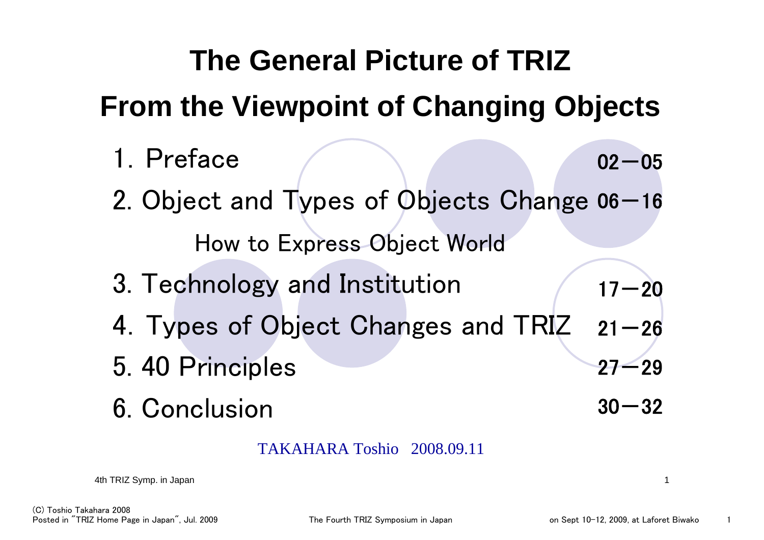# The General Picture of TRIZ

# From the Viewpoint of Changing Objects

| | |
|---|---|
| 1. Preface | 02－05 |
| 2. Object and Types of Objects Change<br>How to Express Object World | 06－16 |
| 3. Technology and Institution | 17－20 |
| 4. Types of Object Changes and TRIZ | 21－26 |
| 5. 40 Principles | 27－29 |
| 6. Conclusion | 30－32 |

TAKAHARA Toshio 2008.09.11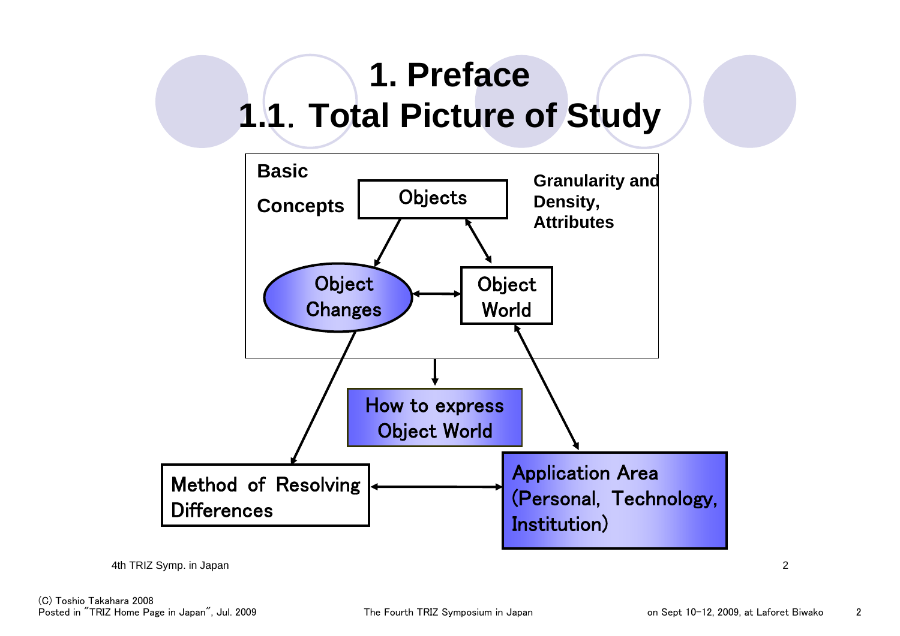# 1. Preface

## 1.1. Total Picture of Study

Basic Concepts

Objects

Granularity and Density, Attributes

Object Changes

Object World

How to express Object World

Method of Resolving Differences

Application Area (Personal, Technology, Institution)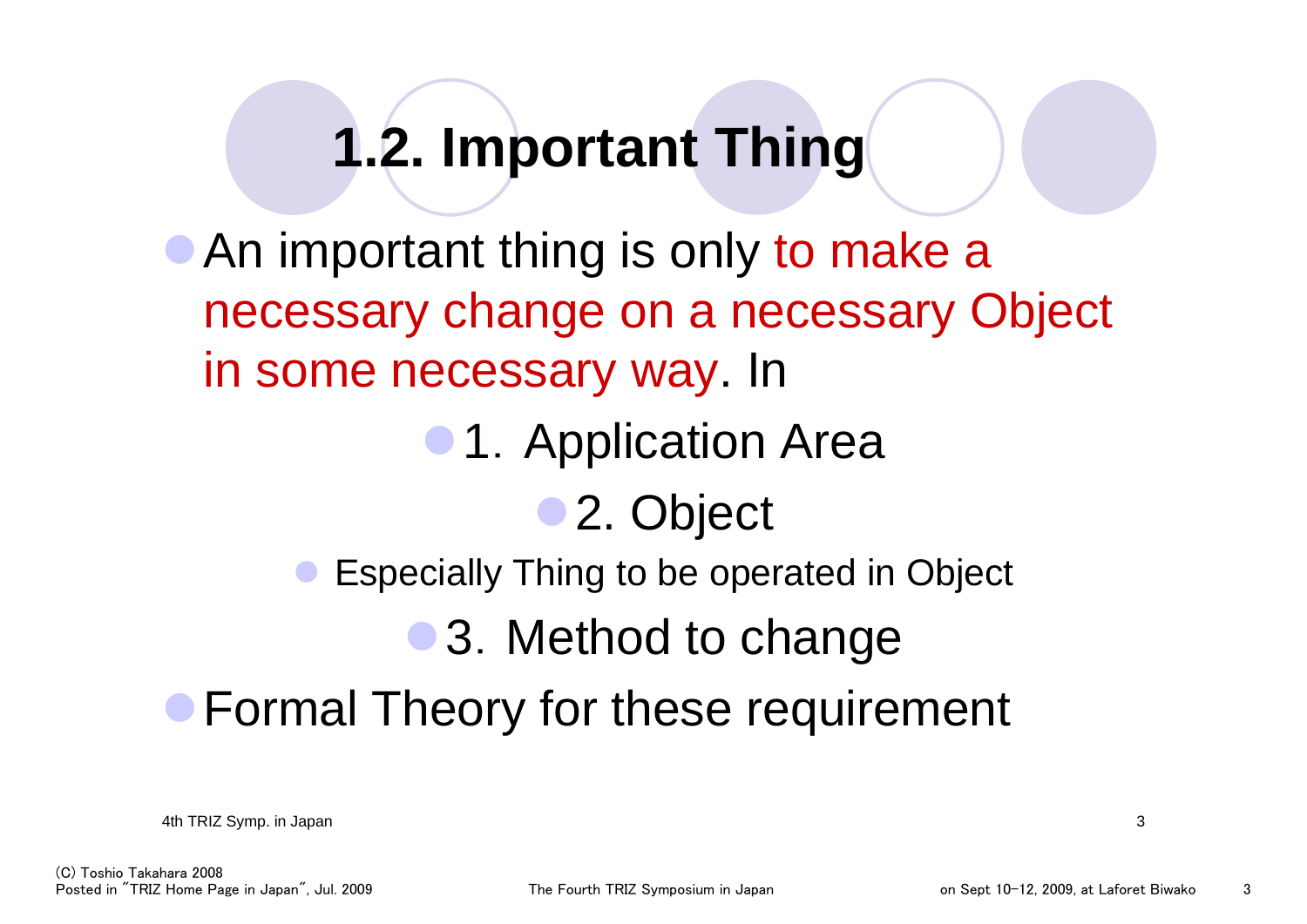# 1.2. Important Thing

- An important thing is only to make a necessary change on a necessary Object in some necessary way. In
  - 1. Application Area
  - 2. Object
    - Especially Thing to be operated in Object
  - 3. Method to change
- Formal Theory for these requirement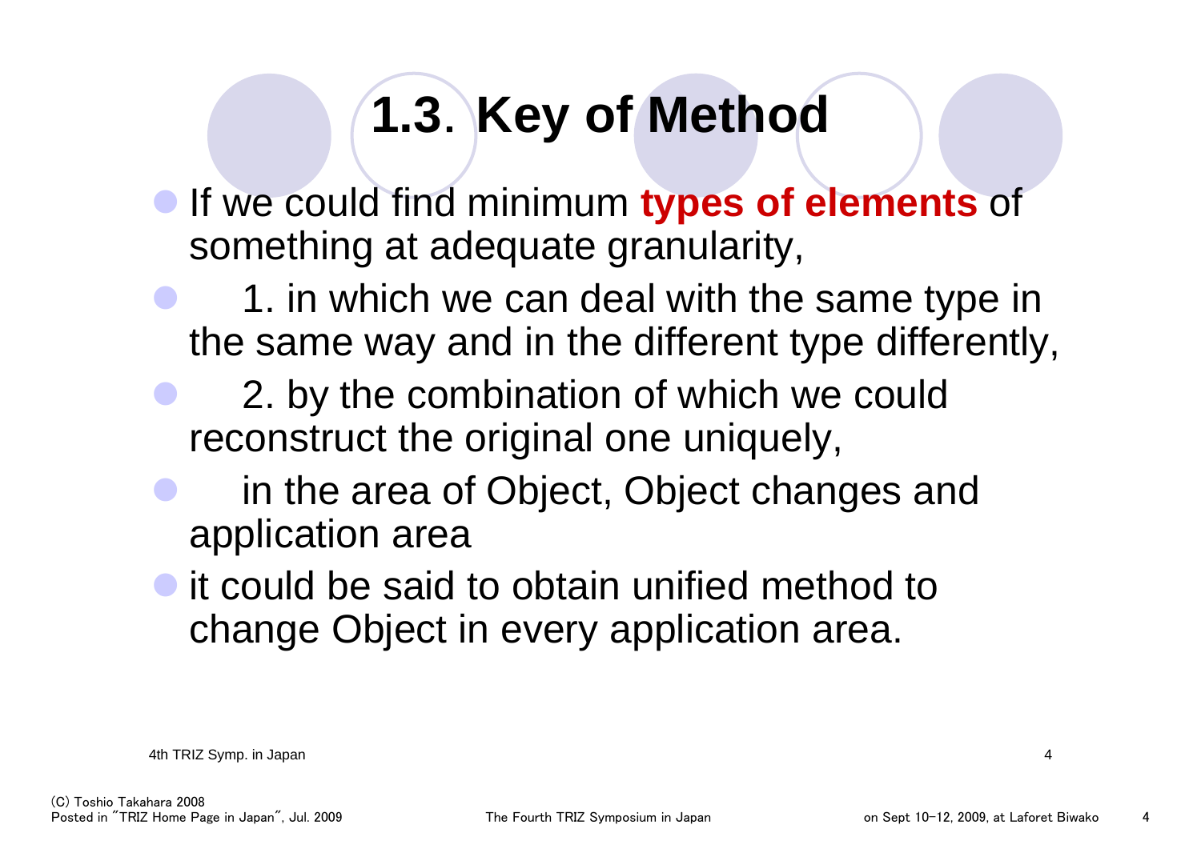# 1.3. Key of Method

- If we could find minimum **types of elements** of something at adequate granularity,
- 1. in which we can deal with the same type in the same way and in the different type differently,
- 2. by the combination of which we could reconstruct the original one uniquely,
- in the area of Object, Object changes and application area
- it could be said to obtain unified method to change Object in every application area.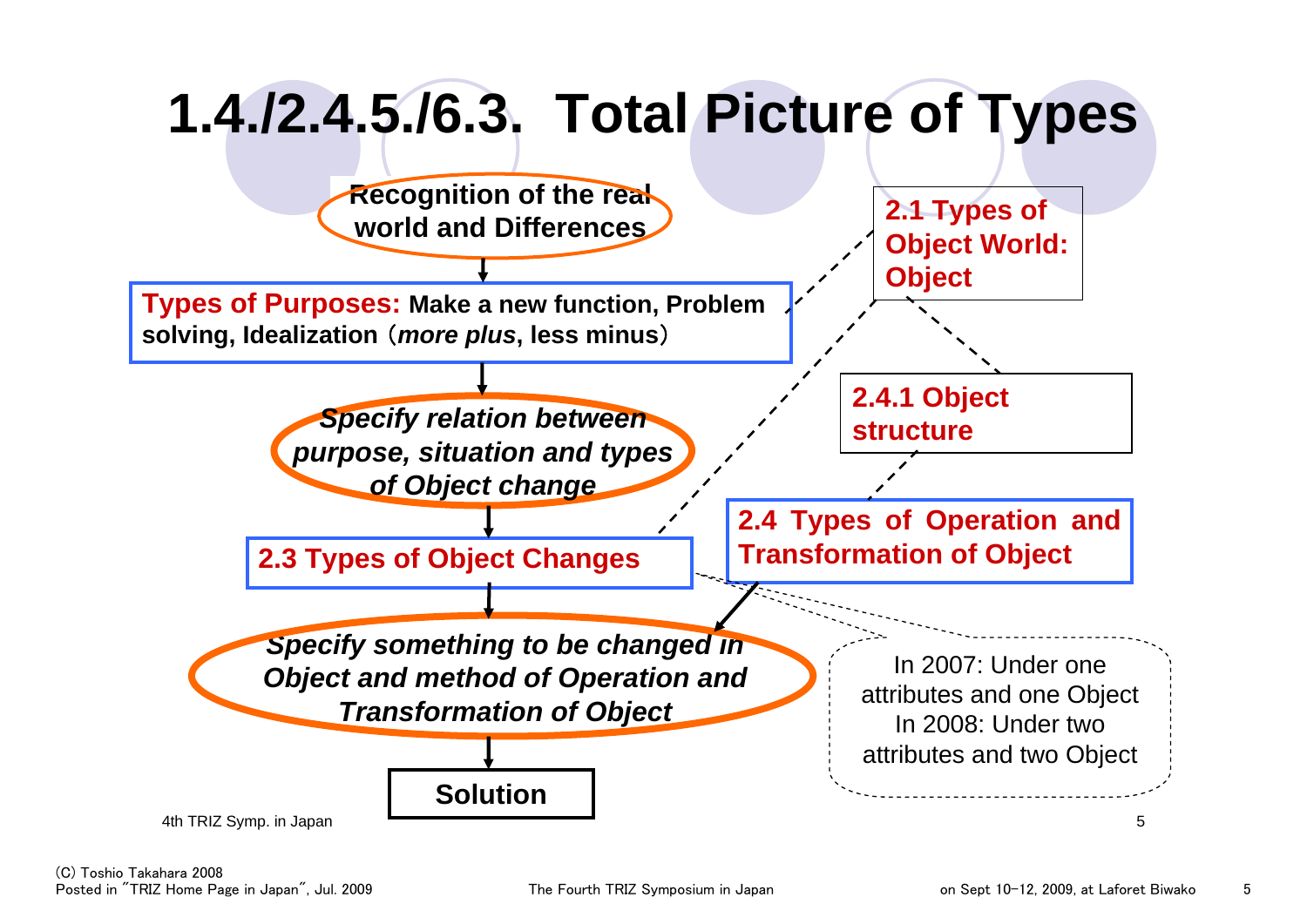# 1.4./2.4.5./6.3. Total Picture of Types

**Recognition of the real world and Differences**

**Types of Purposes: Make a new function, Problem solving, Idealization (*more plus*, less minus)**

***Specify relation between purpose, situation and types of Object change***

**2.3 Types of Object Changes**

***Specify something to be changed in Object and method of Operation and Transformation of Object***

**Solution**

**2.1 Types of Object World: Object**

**2.4.1 Object structure**

**2.4 Types of Operation and Transformation of Object**

In 2007: Under one attributes and one Object
In 2008: Under two attributes and two Object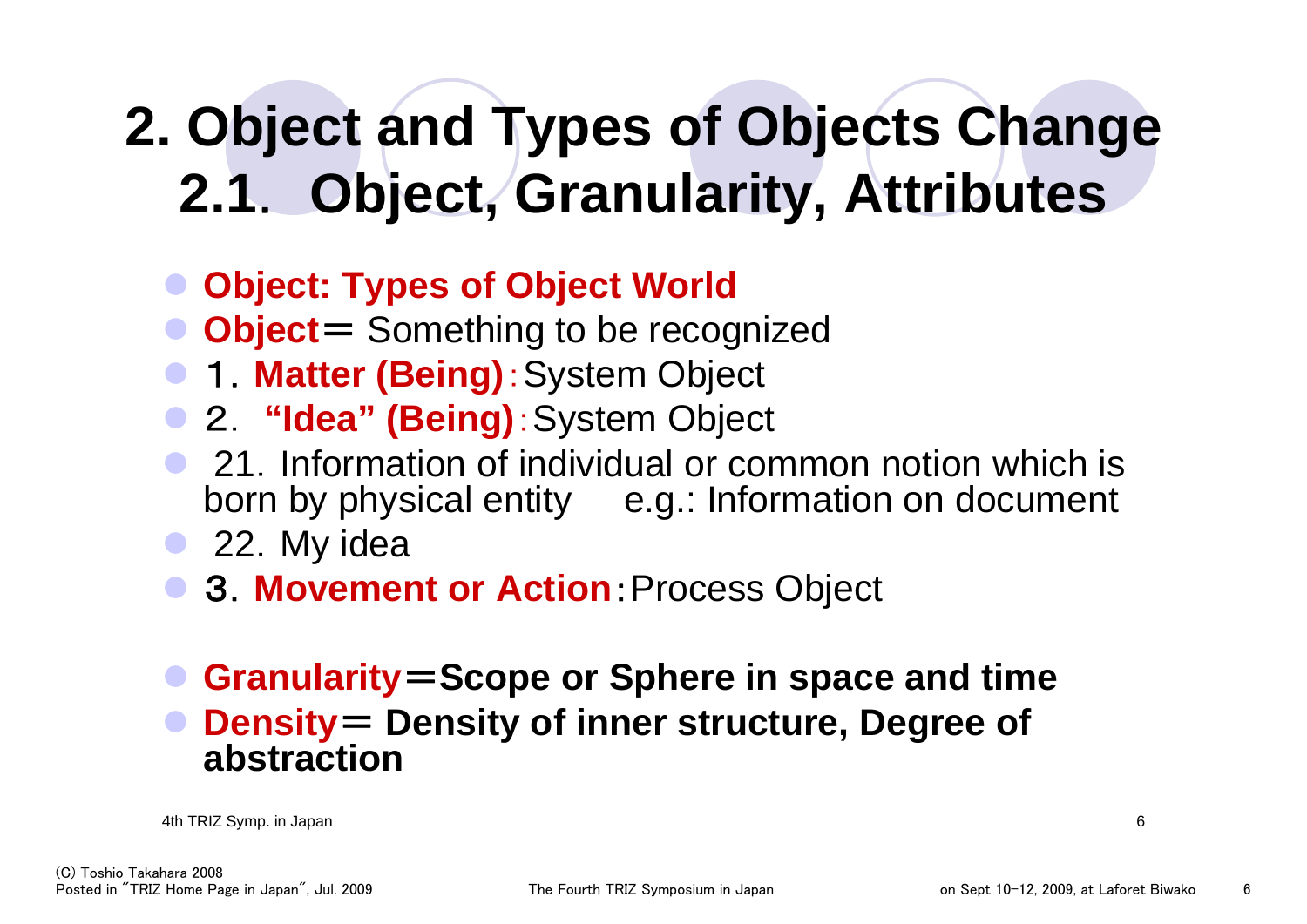# 2. Object and Types of Objects Change
## 2.1. Object, Granularity, Attributes

- **Object: Types of Object World**
- **Object**＝ Something to be recognized
- １. **Matter (Being)**：System Object
- ２. **"Idea" (Being)**：System Object
- 21. Information of individual or common notion which is born by physical entity　 e.g.: Information on document
- 22. My idea
- ３. **Movement or Action**：Process Object

- **Granularity**＝**Scope or Sphere in space and time**
- **Density**＝ **Density of inner structure, Degree of abstraction**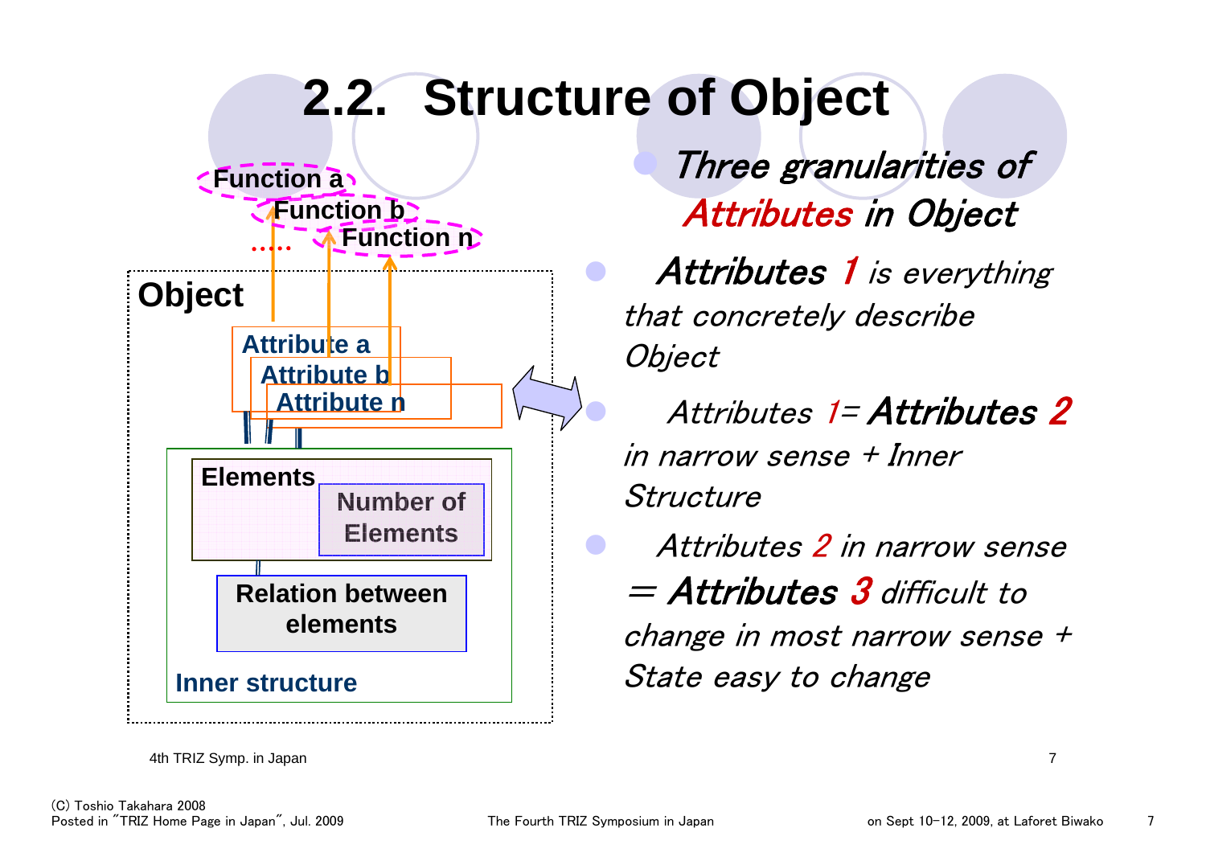# 2.2. Structure of Object

Function a

Function b

Function n

.....

**Object**

Attribute a

Attribute b

Attribute n

**Elements**

Number of Elements

Relation between elements

Inner structure

- *Three granularities of Attributes in Object*
- ***Attributes 1*** *is everything that concretely describe Object*
- *Attributes 1=* ***Attributes 2*** *in narrow sense + Inner Structure*
- *Attributes 2 in narrow sense =* ***Attributes 3*** *difficult to change in most narrow sense + State easy to change*

4th TRIZ Symp. in Japan

(C) Toshio Takahara 2008
Posted in "TRIZ Home Page in Japan", Jul. 2009 The Fourth TRIZ Symposium in Japan on Sept 10-12, 2009, at Laforet Biwako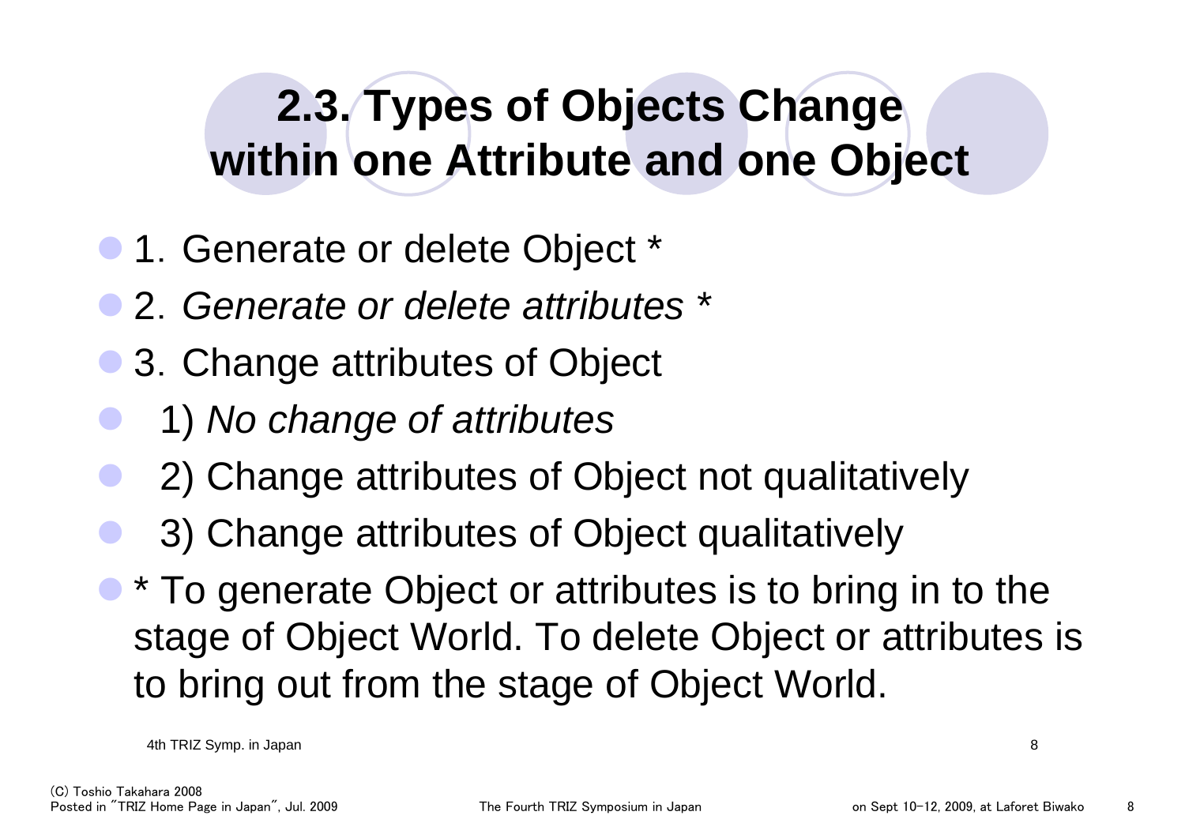## 2.3. Types of Objects Change within one Attribute and one Object

- 1. Generate or delete Object *
- 2. *Generate or delete attributes* *
- 3. Change attributes of Object
  - 1) *No change of attributes*
  - 2) Change attributes of Object not qualitatively
  - 3) Change attributes of Object qualitatively
- * To generate Object or attributes is to bring in to the stage of Object World. To delete Object or attributes is to bring out from the stage of Object World.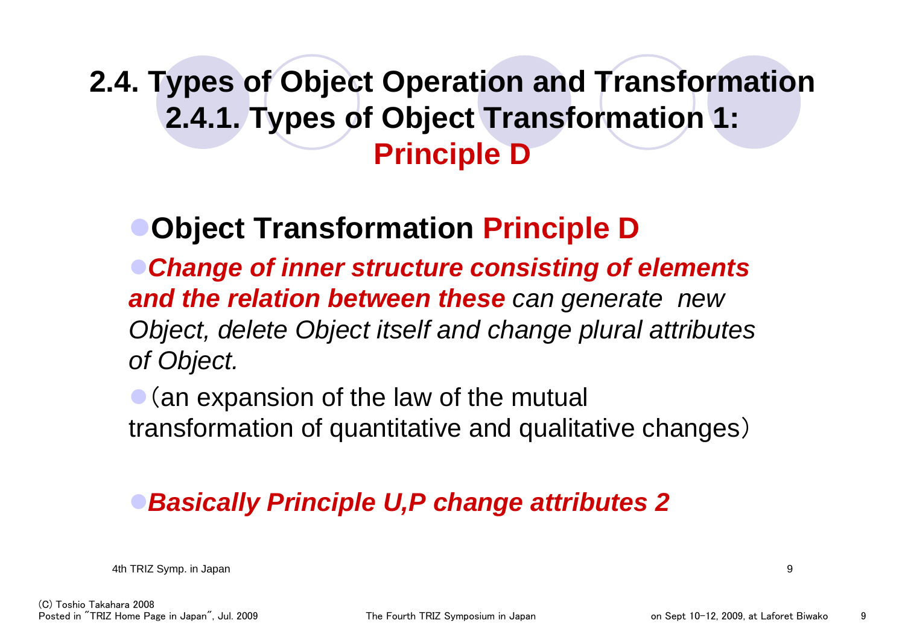# 2.4. Types of Object Operation and Transformation
## 2.4.1. Types of Object Transformation 1: Principle D

- **Object Transformation Principle D**
  - ***Change of inner structure consisting of elements and the relation between these*** *can generate new Object, delete Object itself and change plural attributes of Object.*
  - （an expansion of the law of the mutual transformation of quantitative and qualitative changes）

- ***Basically Principle U,P change attributes 2***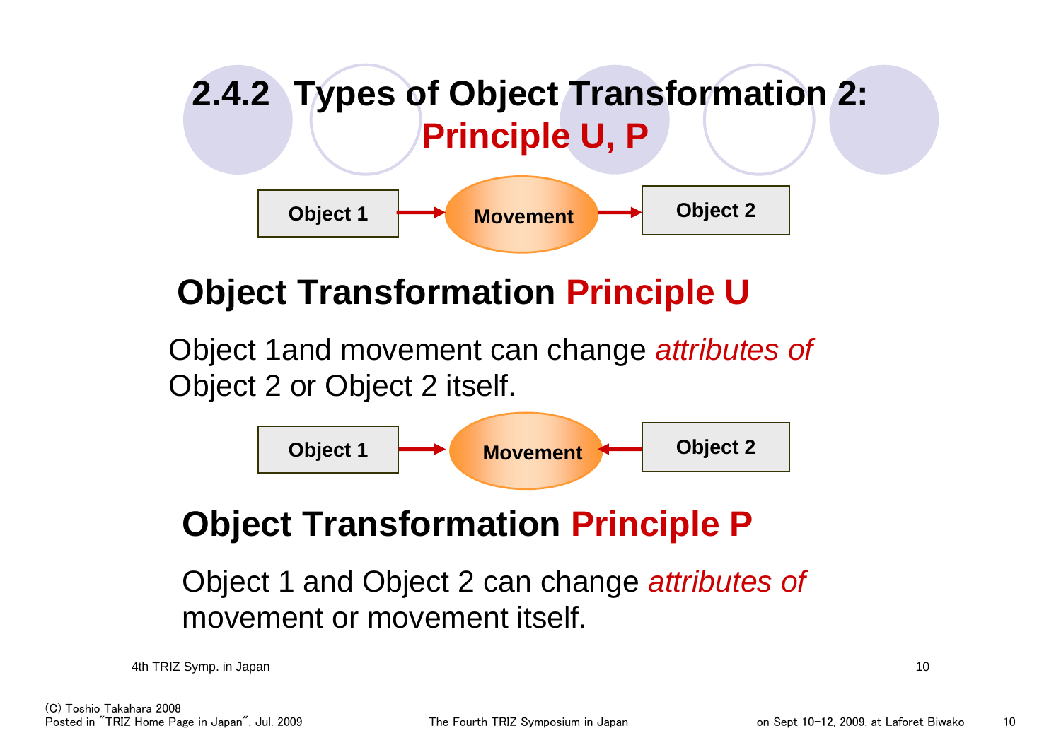## 2.4.2 Types of Object Transformation 2: Principle U, P

Object 1 → Movement → Object 2

### Object Transformation Principle U

Object 1and movement can change *attributes of* Object 2 or Object 2 itself.

Object 1 → Movement ← Object 2

### Object Transformation Principle P

Object 1 and Object 2 can change *attributes of* movement or movement itself.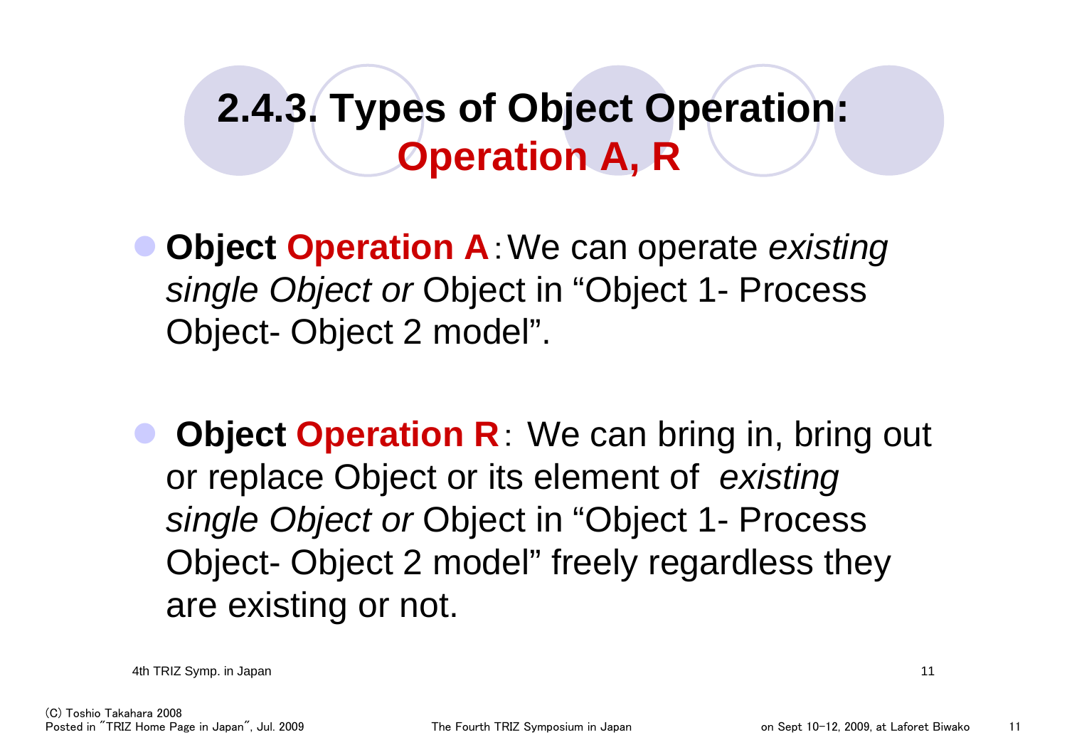# 2.4.3. Types of Object Operation: Operation A, R

- **Object Operation A**：We can operate *existing single Object or* Object in “Object 1- Process Object- Object 2 model”.

- **Object Operation R**： We can bring in, bring out or replace Object or its element of *existing single Object or* Object in “Object 1- Process Object- Object 2 model” freely regardless they are existing or not.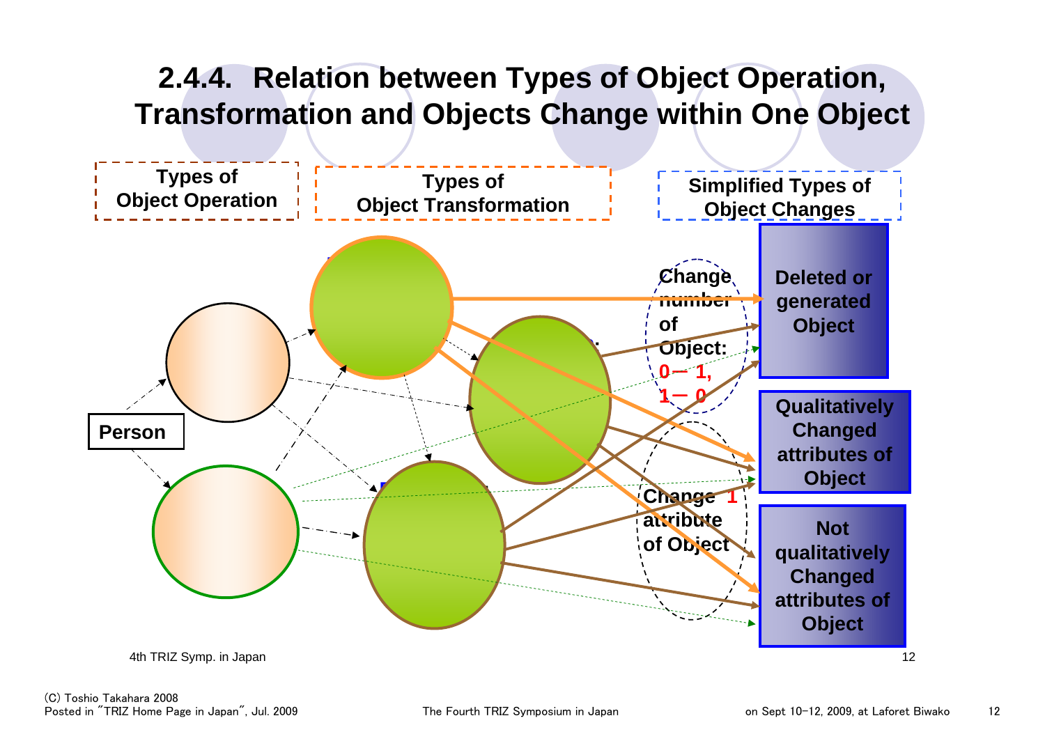# 2.4.4. Relation between Types of Object Operation, Transformation and Objects Change within One Object

**Types of Object Operation**

**Types of Object Transformation**

**Simplified Types of Object Changes**

**Person**

**Change number of Object: 0— 1, 1— 0**

**Change 1 attribute of Object**

**Deleted or generated Object**

**Qualitatively Changed attributes of Object**

**Not qualitatively Changed attributes of Object**

(C) Toshio Takahara 2008
Posted in "TRIZ Home Page in Japan", Jul. 2009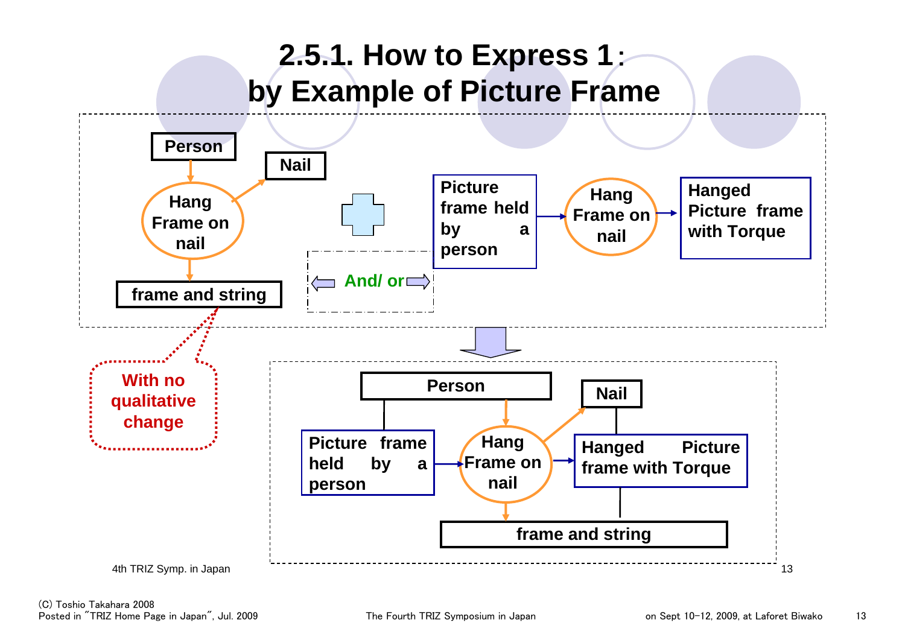# 2.5.1. How to Express 1: by Example of Picture Frame

Person

Nail

Hang Frame on nail

frame and string

And/ or

Picture frame held by a person

Hang Frame on nail

Hanged Picture frame with Torque

With no qualitative change

Person

Nail

Picture frame held by a person

Hang Frame on nail

Hanged Picture frame with Torque

frame and string

4th TRIZ Symp. in Japan

(C) Toshio Takahara 2008
Posted in "TRIZ Home Page in Japan", Jul. 2009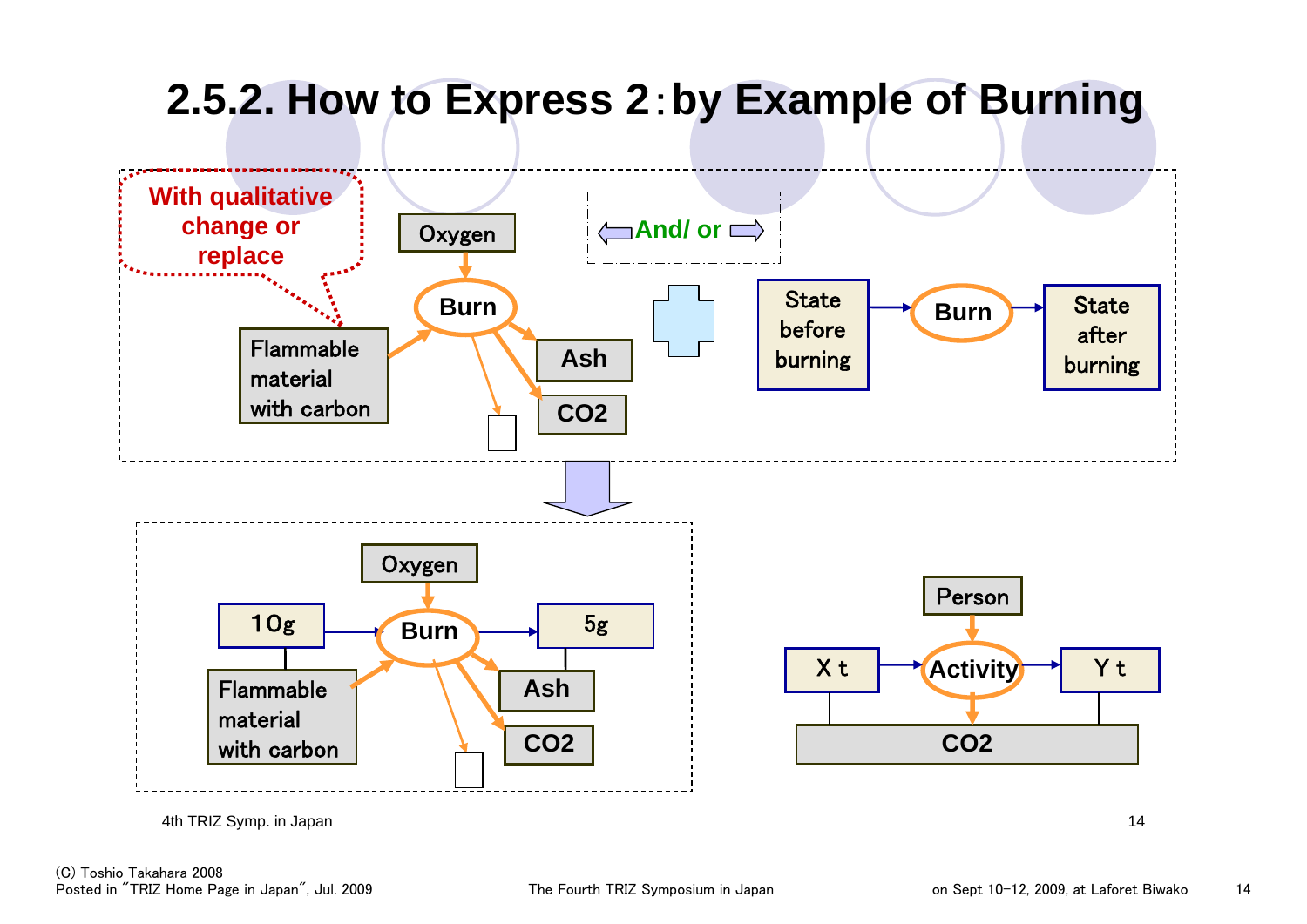# 2.5.2. How to Express 2：by Example of Burning

With qualitative change or replace

Oxygen

And/ or

Flammable material with carbon

Burn

Ash

$CO_2$

State before burning

Burn

State after burning

Oxygen

10g

Burn

5g

Flammable material with carbon

Ash

$CO_2$

Person

X t

Activity

Y t

$CO_2$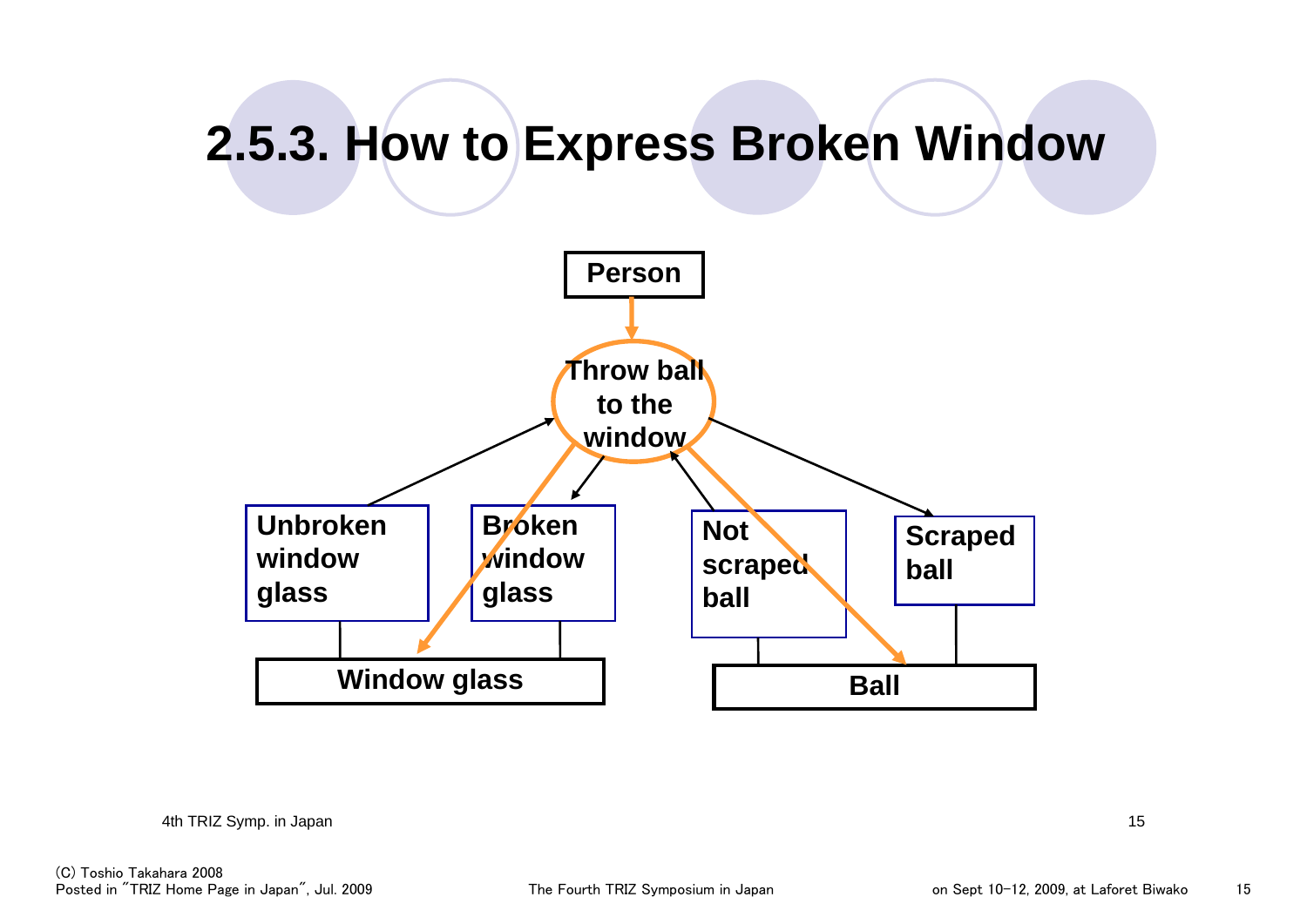# 2.5.3. How to Express Broken Window

Person

Throw ball to the window

Unbroken window glass

Broken window glass

Not scraped ball

Scraped ball

Window glass

Ball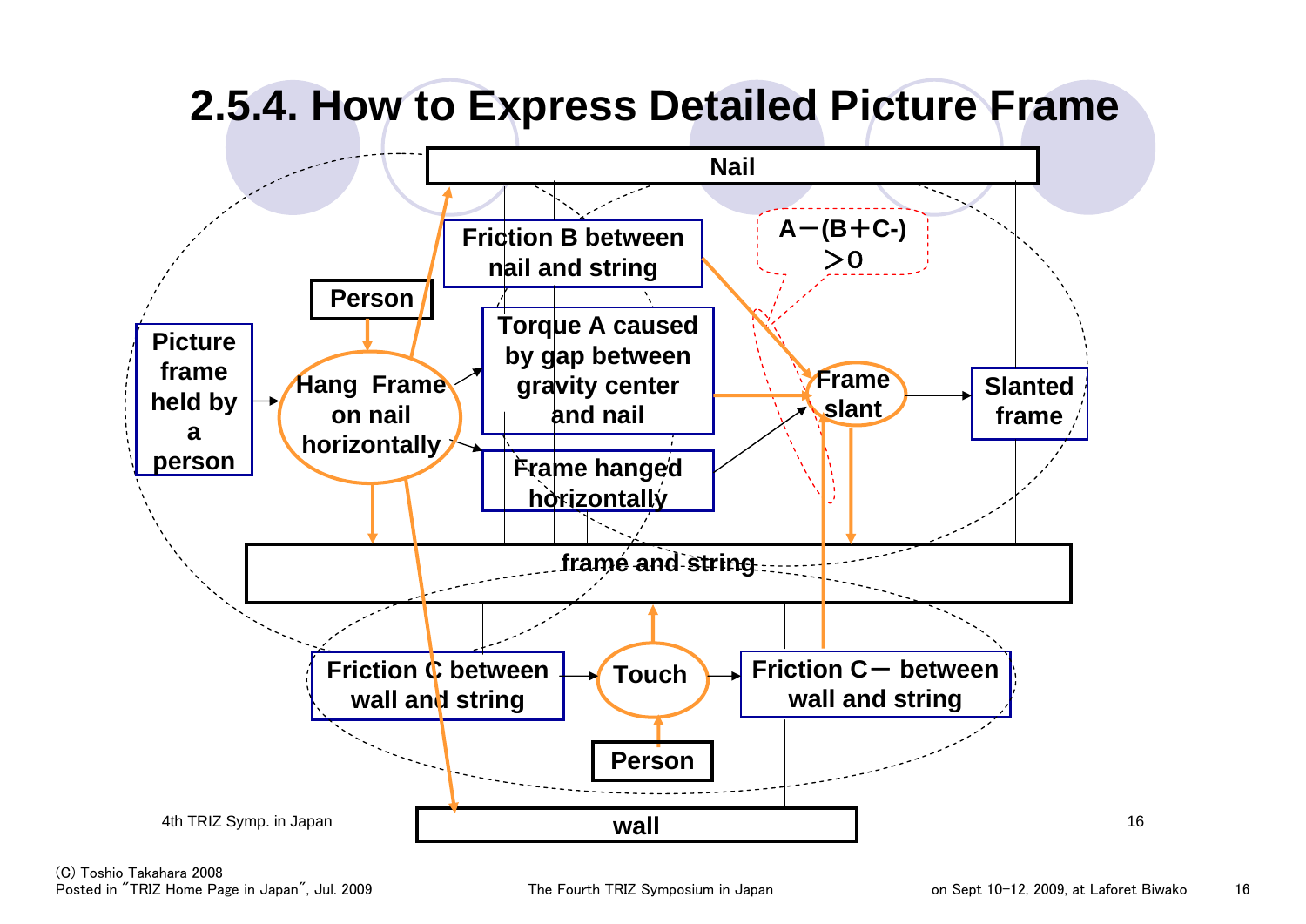# 2.5.4. How to Express Detailed Picture Frame

Nail

Friction B between nail and string

A－(B＋C-) ＞0

Person

Picture frame held by a person

Hang Frame on nail horizontally

Torque A caused by gap between gravity center and nail

Frame slant

Slanted frame

Frame hanged horizontally

frame and string

Friction C between wall and string

Touch

Friction C－ between wall and string

Person

wall

(C) Toshio Takahara 2008
Posted in "TRIZ Home Page in Japan", Jul. 2009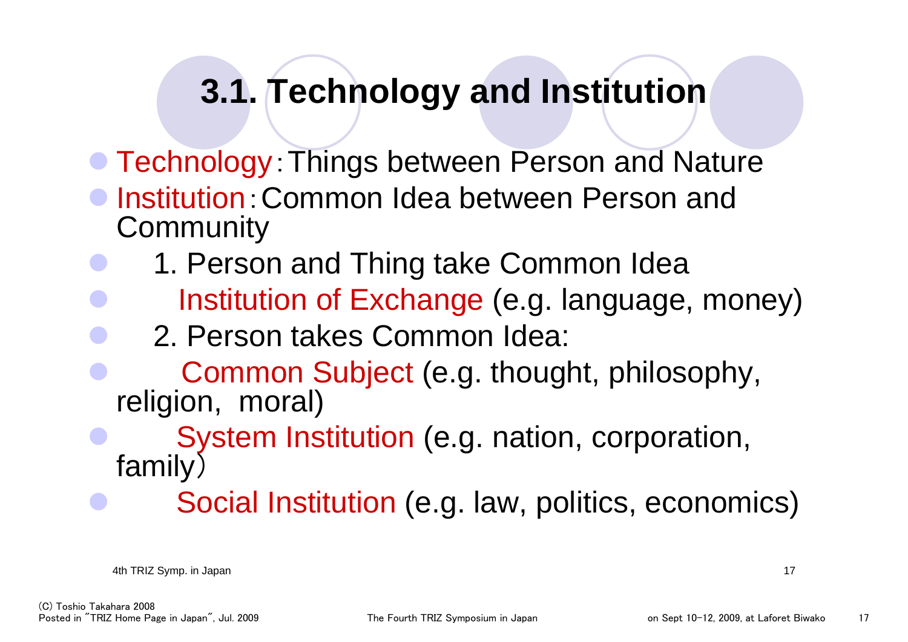# 3.1. Technology and Institution

- Technology：Things between Person and Nature
- Institution：Common Idea between Person and Community
- 1. Person and Thing take Common Idea
- Institution of Exchange (e.g. language, money)
- 2. Person takes Common Idea:
- Common Subject (e.g. thought, philosophy, religion, moral)
- System Institution (e.g. nation, corporation, family）
- Social Institution (e.g. law, politics, economics)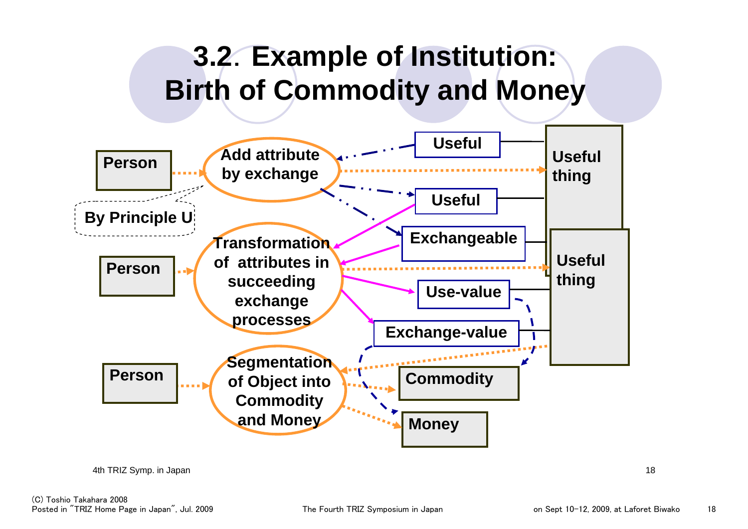# 3.2. Example of Institution: Birth of Commodity and Money

Person

Add attribute by exchange

By Principle U

Useful

Useful

Exchangeable

Useful thing

Person

Transformation of attributes in succeeding exchange processes

Useful thing

Use-value

Exchange-value

Person

Segmentation of Object into Commodity and Money

Commodity

Money

4th TRIZ Symp. in Japan

(C) Toshio Takahara 2008
Posted in "TRIZ Home Page in Japan", Jul. 2009

The Fourth TRIZ Symposium in Japan

on Sept 10-12, 2009, at Laforet Biwako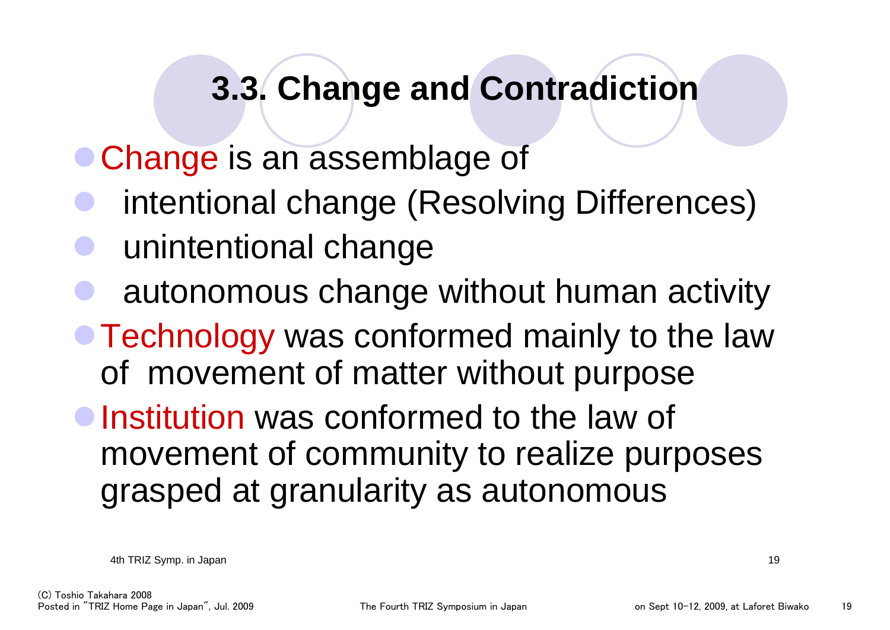## 3.3. Change and Contradiction

- Change is an assemblage of
- intentional change (Resolving Differences)
- unintentional change
- autonomous change without human activity
- Technology was conformed mainly to the law of movement of matter without purpose
- Institution was conformed to the law of movement of community to realize purposes grasped at granularity as autonomous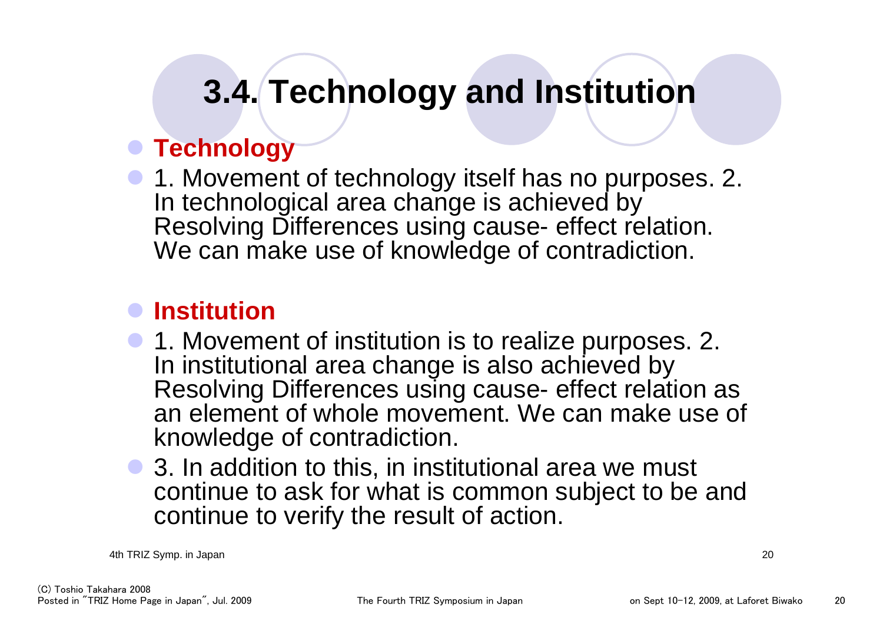# 3.4. Technology and Institution

- **Technology**
- 1. Movement of technology itself has no purposes. 2. In technological area change is achieved by Resolving Differences using cause- effect relation. We can make use of knowledge of contradiction.

- **Institution**
- 1. Movement of institution is to realize purposes. 2. In institutional area change is also achieved by Resolving Differences using cause- effect relation as an element of whole movement. We can make use of knowledge of contradiction.
- 3. In addition to this, in institutional area we must continue to ask for what is common subject to be and continue to verify the result of action.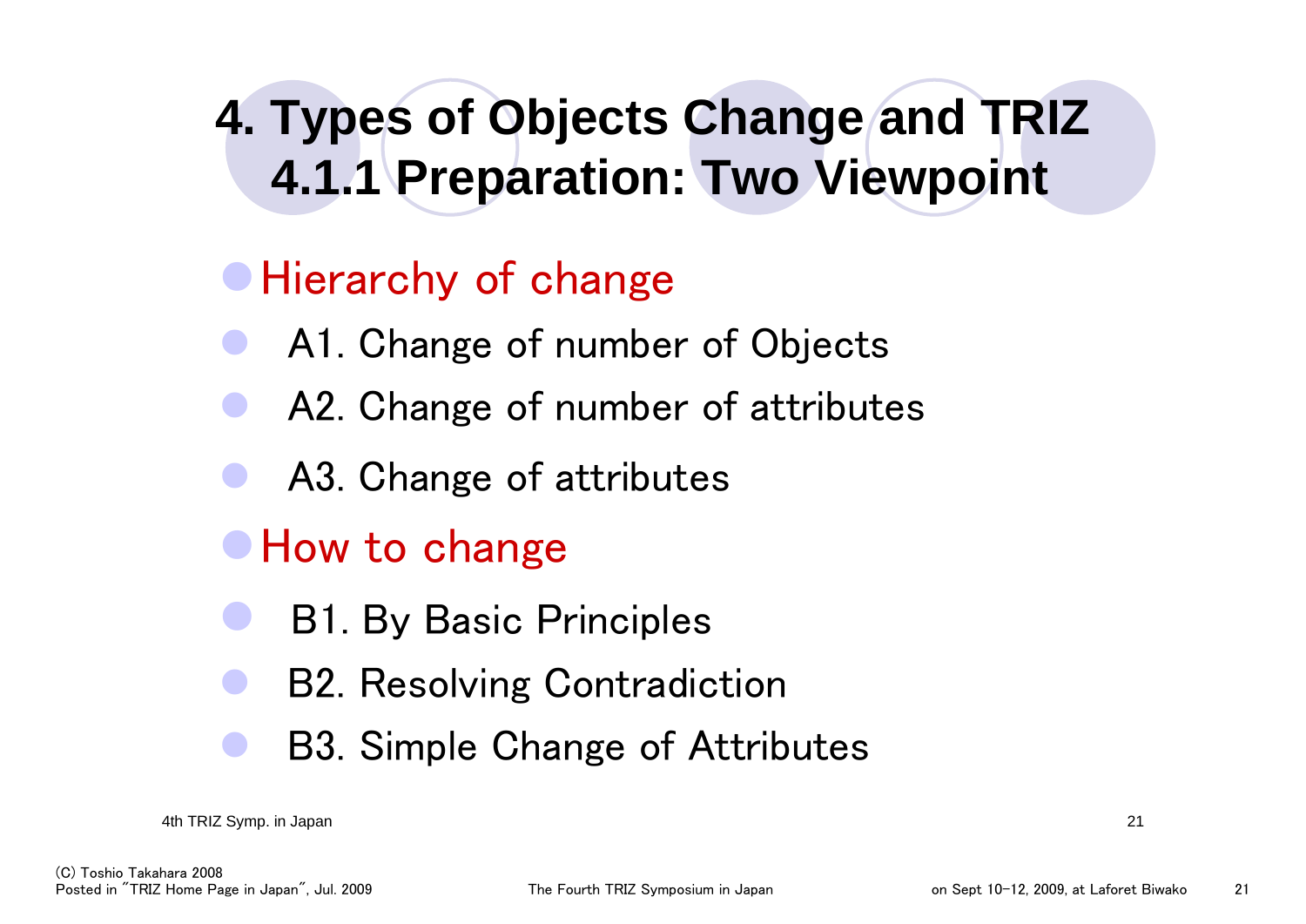# 4. Types of Objects Change and TRIZ
## 4.1.1 Preparation: Two Viewpoint

- Hierarchy of change
  - A1. Change of number of Objects
  - A2. Change of number of attributes
  - A3. Change of attributes
- How to change
  - B1. By Basic Principles
  - B2. Resolving Contradiction
  - B3. Simple Change of Attributes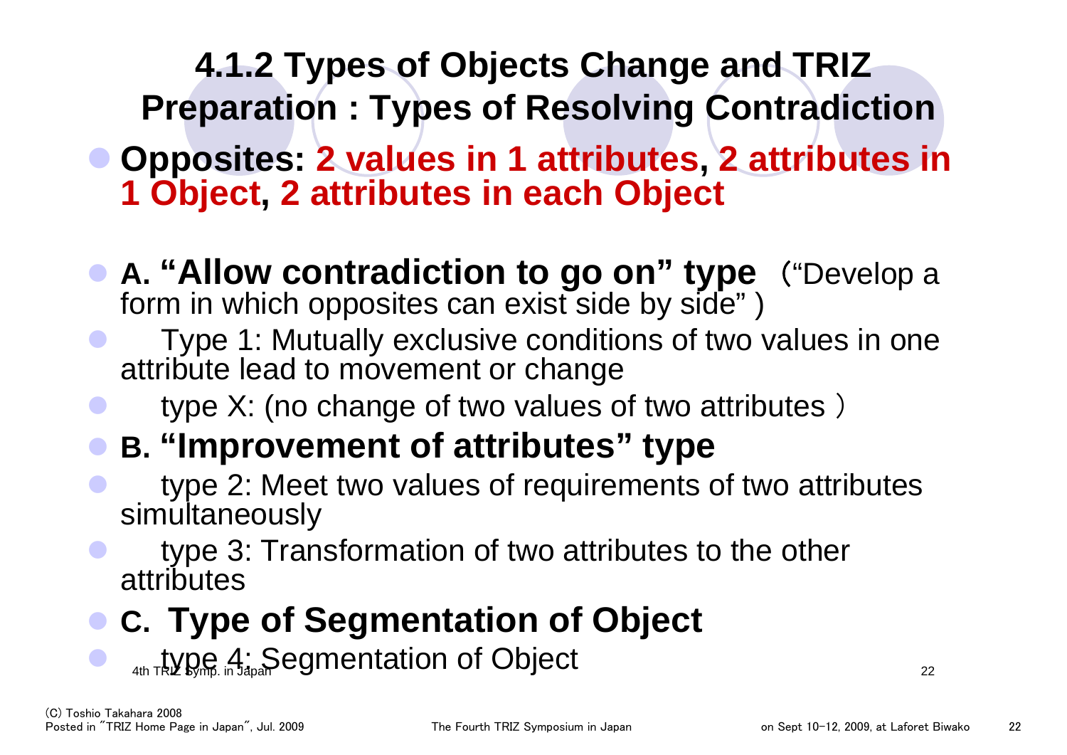## 4.1.2 Types of Objects Change and TRIZ Preparation : Types of Resolving Contradiction

- **Opposites: 2 values in 1 attributes, 2 attributes in 1 Object, 2 attributes in each Object**

- **A. “Allow contradiction to go on” type** （“Develop a form in which opposites can exist side by side”）
- Type 1: Mutually exclusive conditions of two values in one attribute lead to movement or change
- type X: (no change of two values of two attributes）
- **B. “Improvement of attributes” type**
- type 2: Meet two values of requirements of two attributes simultaneously
- type 3: Transformation of two attributes to the other attributes
- **C. Type of Segmentation of Object**
- type 4: Segmentation of Object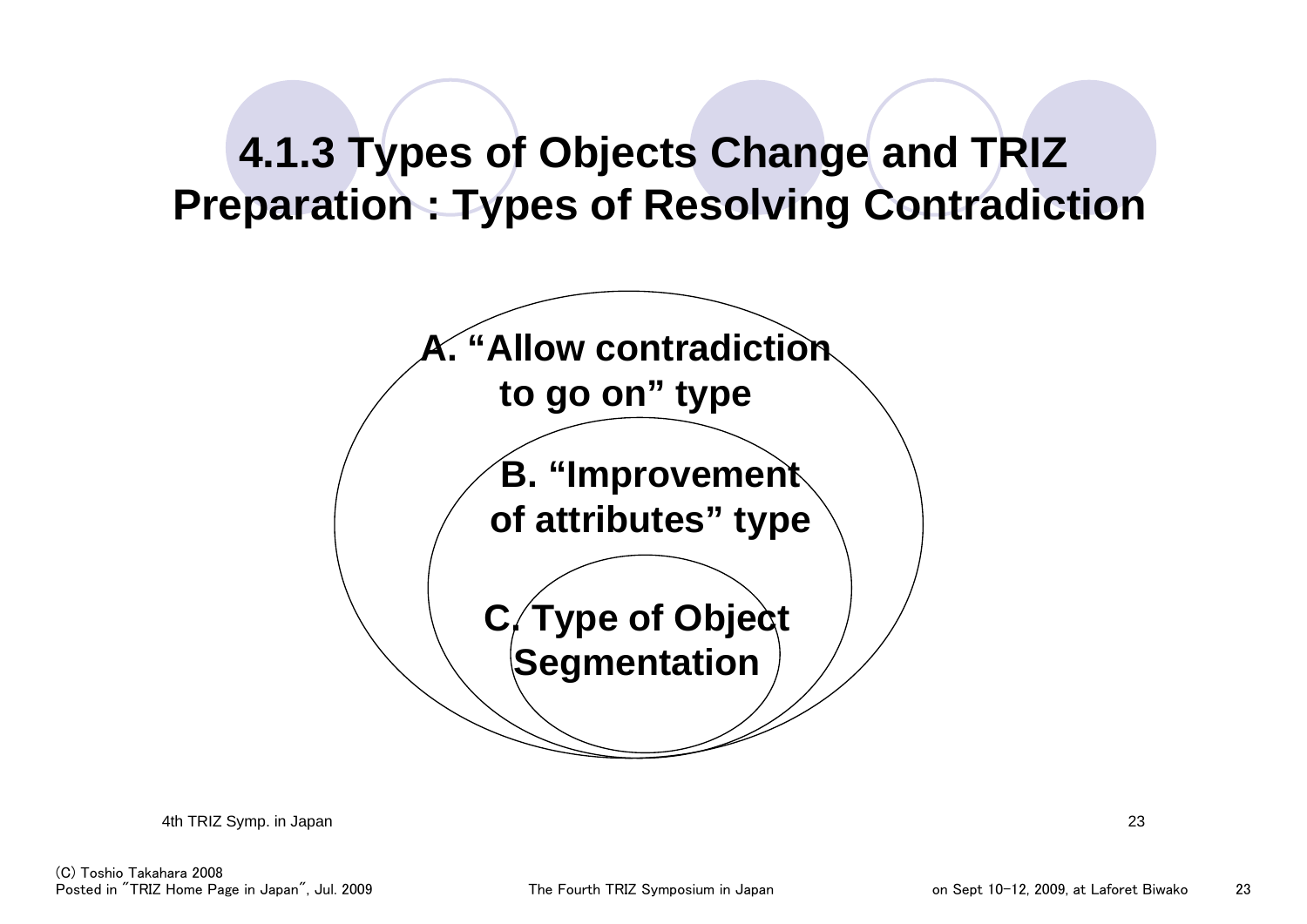# 4.1.3 Types of Objects Change and TRIZ Preparation : Types of Resolving Contradiction

**A. "Allow contradiction to go on" type**

**B. "Improvement of attributes" type**

**C. Type of Object Segmentation**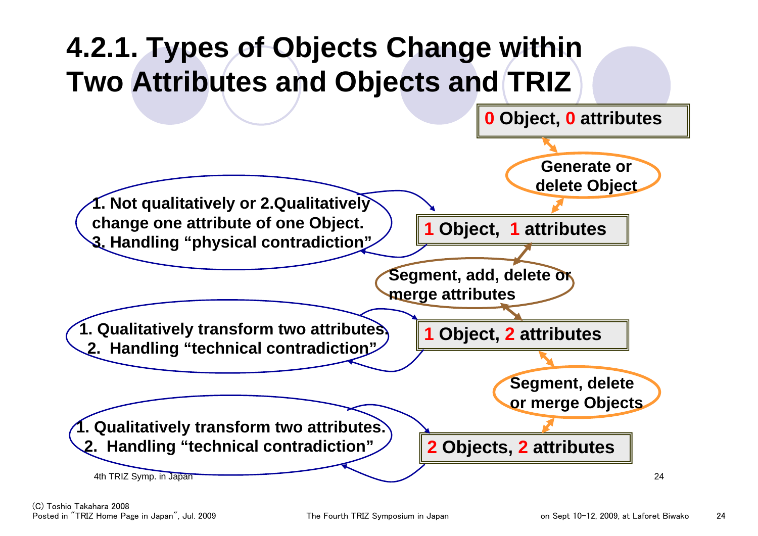# 4.2.1. Types of Objects Change within Two Attributes and Objects and TRIZ

**0 Object, 0 attributes**

**Generate or delete Object**

**1 Object, 1 attributes**

1. Not qualitatively or 2.Qualitatively change one attribute of one Object.
3. Handling "physical contradiction"

**Segment, add, delete or merge attributes**

**1 Object, 2 attributes**

1. Qualitatively transform two attributes.
2. Handling "technical contradiction"

**Segment, delete or merge Objects**

**2 Objects, 2 attributes**

1. Qualitatively transform two attributes.
2. Handling "technical contradiction"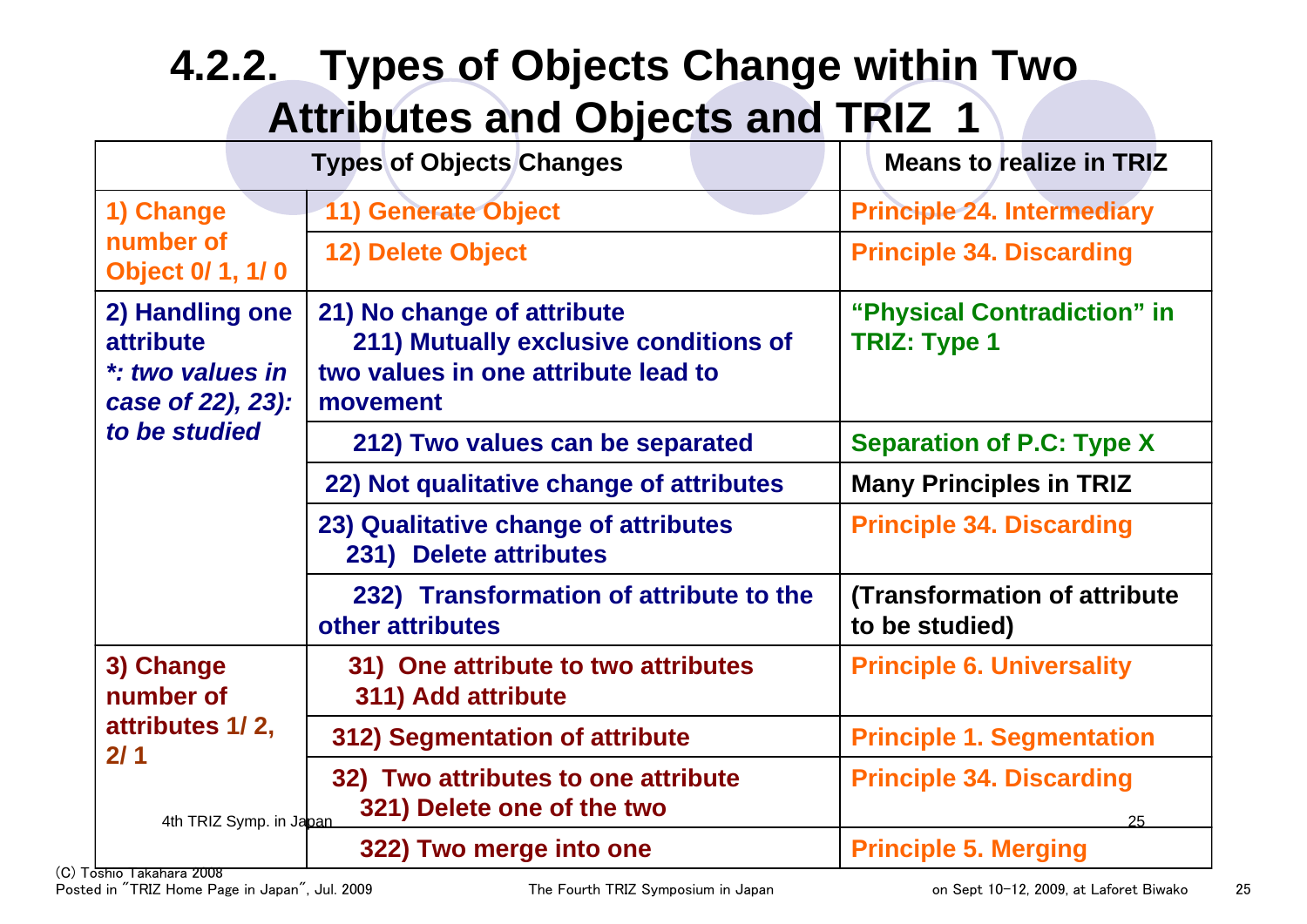# 4.2.2. Types of Objects Change within Two Attributes and Objects and TRIZ 1

| Types of Objects Changes | | Means to realize in TRIZ |
|---|---|---|
| 1) Change number of Object 0/ 1, 1/ 0 | 11) Generate Object | Principle 24. Intermediary |
| | 12) Delete Object | Principle 34. Discarding |
| 2) Handling one attribute *\*: two values in case of 22), 23): to be studied* | 21) No change of attribute 211) Mutually exclusive conditions of two values in one attribute lead to movement | "Physical Contradiction" in TRIZ: Type 1 |
| | 212) Two values can be separated | Separation of P.C: Type X |
| | 22) Not qualitative change of attributes | Many Principles in TRIZ |
| | 23) Qualitative change of attributes 231) Delete attributes | Principle 34. Discarding |
| | 232) Transformation of attribute to the other attributes | (Transformation of attribute to be studied) |
| 3) Change number of attributes 1/ 2, 2/ 1 | 31) One attribute to two attributes 311) Add attribute | Principle 6. Universality |
| | 312) Segmentation of attribute | Principle 1. Segmentation |
| | 32) Two attributes to one attribute 321) Delete one of the two | Principle 34. Discarding |
| | 322) Two merge into one | Principle 5. Merging |

(C) Toshio Takahara 2008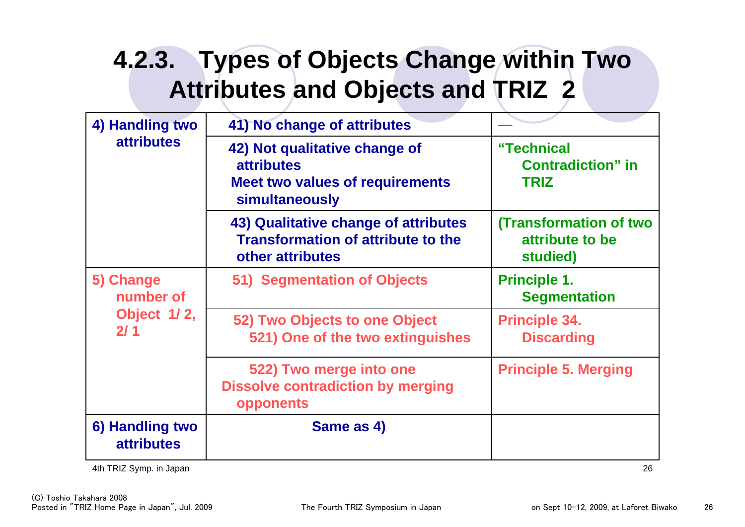# 4.2.3. Types of Objects Change within Two Attributes and Objects and TRIZ 2

| | | |
|---|---|---|
| 4) Handling two attributes | 41) No change of attributes | — |
| | 42) Not qualitative change of attributes<br>Meet two values of requirements simultaneously | "Technical Contradiction" in TRIZ |
| | 43) Qualitative change of attributes<br>Transformation of attribute to the other attributes | (Transformation of two attribute to be studied) |
| 5) Change number of Object 1/ 2, 2/ 1 | 51) Segmentation of Objects | Principle 1. Segmentation |
| | 52) Two Objects to one Object<br>521) One of the two extinguishes | Principle 34. Discarding |
| | 522) Two merge into one<br>Dissolve contradiction by merging opponents | Principle 5. Merging |
| 6) Handling two attributes | Same as 4) | |

4th TRIZ Symp. in Japan

(C) Toshio Takahara 2008
Posted in "TRIZ Home Page in Japan", Jul. 2009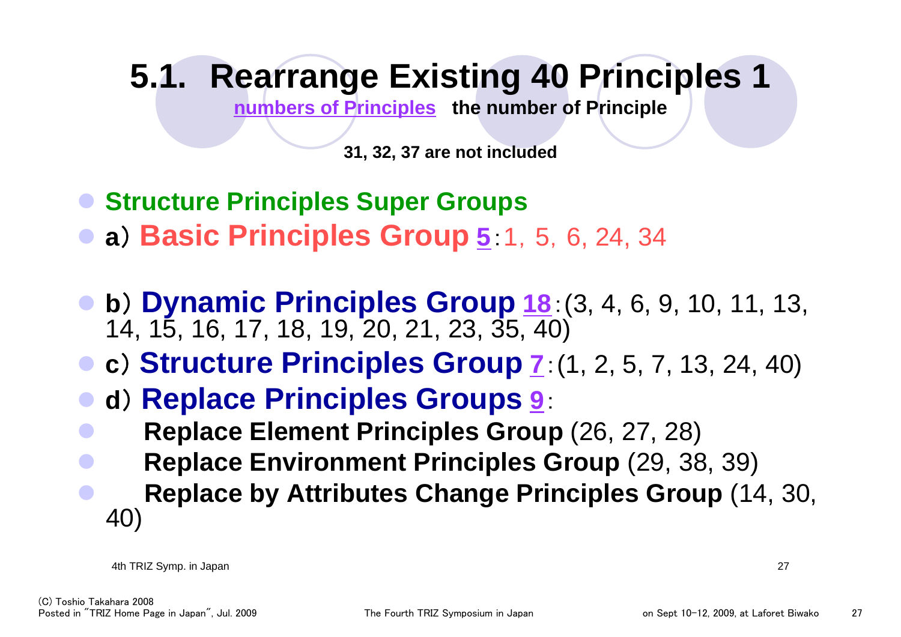# 5.1. Rearrange Existing 40 Principles 1

**numbers of Principles** **the number of Principle**

**31, 32, 37 are not included**

- **Structure Principles Super Groups**
- **a**）**Basic Principles Group** **5**：1，5，6, 24, 34
- **b**）**Dynamic Principles Group** **18**：(3, 4, 6, 9, 10, 11, 13, 14, 15, 16, 17, 18, 19, 20, 21, 23, 35, 40)
- **c**）**Structure Principles Group** **7**：(1, 2, 5, 7, 13, 24, 40)
- **d**）**Replace Principles Groups** **9**：
  - **Replace Element Principles Group** (26, 27, 28)
  - **Replace Environment Principles Group** (29, 38, 39)
  - **Replace by Attributes Change Principles Group** (14, 30, 40)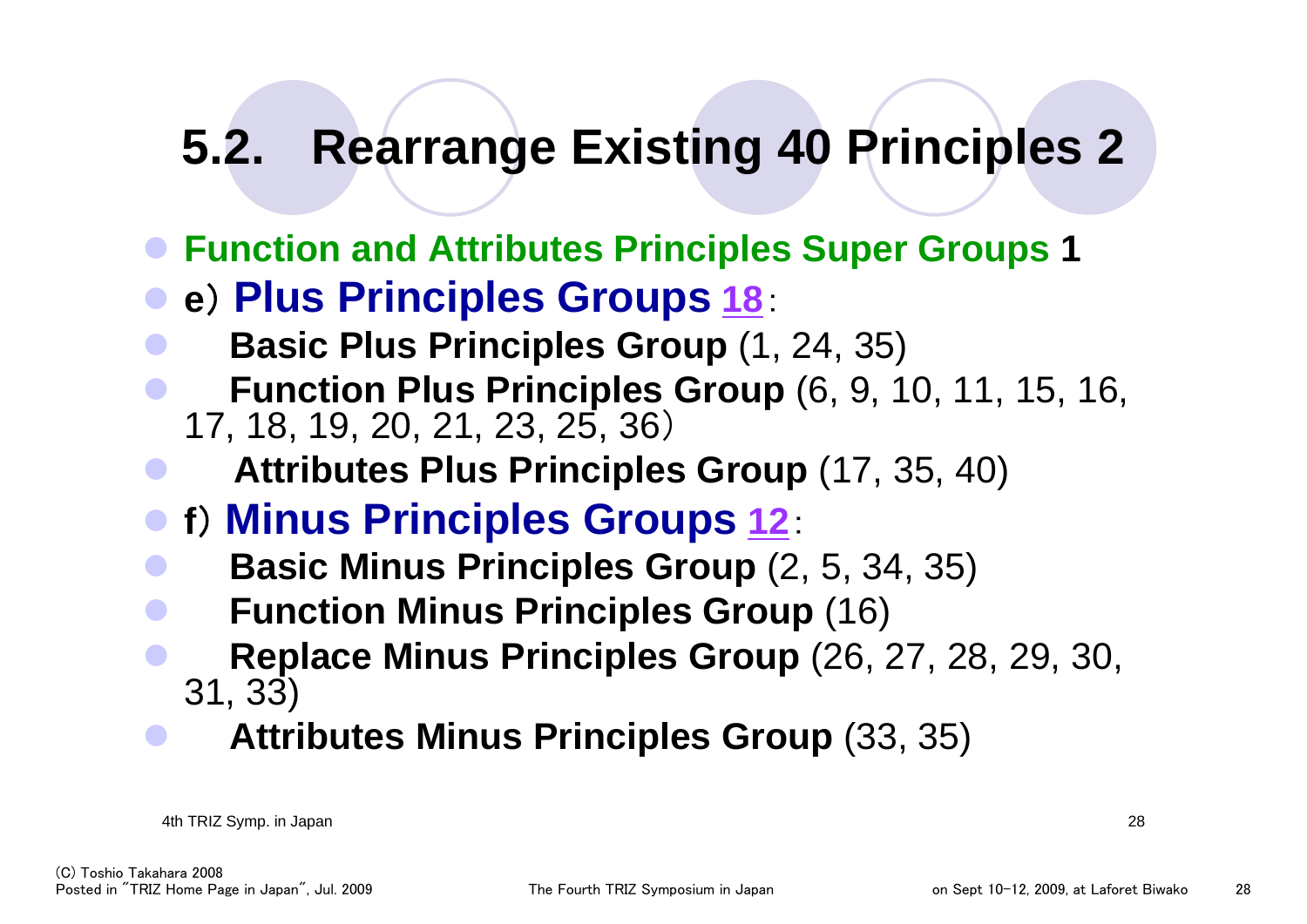# 5.2. Rearrange Existing 40 Principles 2

- **Function and Attributes Principles Super Groups 1**
- **e**) **Plus Principles Groups** **18**：
  - **Basic Plus Principles Group** (1, 24, 35)
  - **Function Plus Principles Group** (6, 9, 10, 11, 15, 16, 17, 18, 19, 20, 21, 23, 25, 36）
  - **Attributes Plus Principles Group** (17, 35, 40)
- **f**) **Minus Principles Groups** **12**：
  - **Basic Minus Principles Group** (2, 5, 34, 35)
  - **Function Minus Principles Group** (16)
  - **Replace Minus Principles Group** (26, 27, 28, 29, 30, 31, 33)
  - **Attributes Minus Principles Group** (33, 35)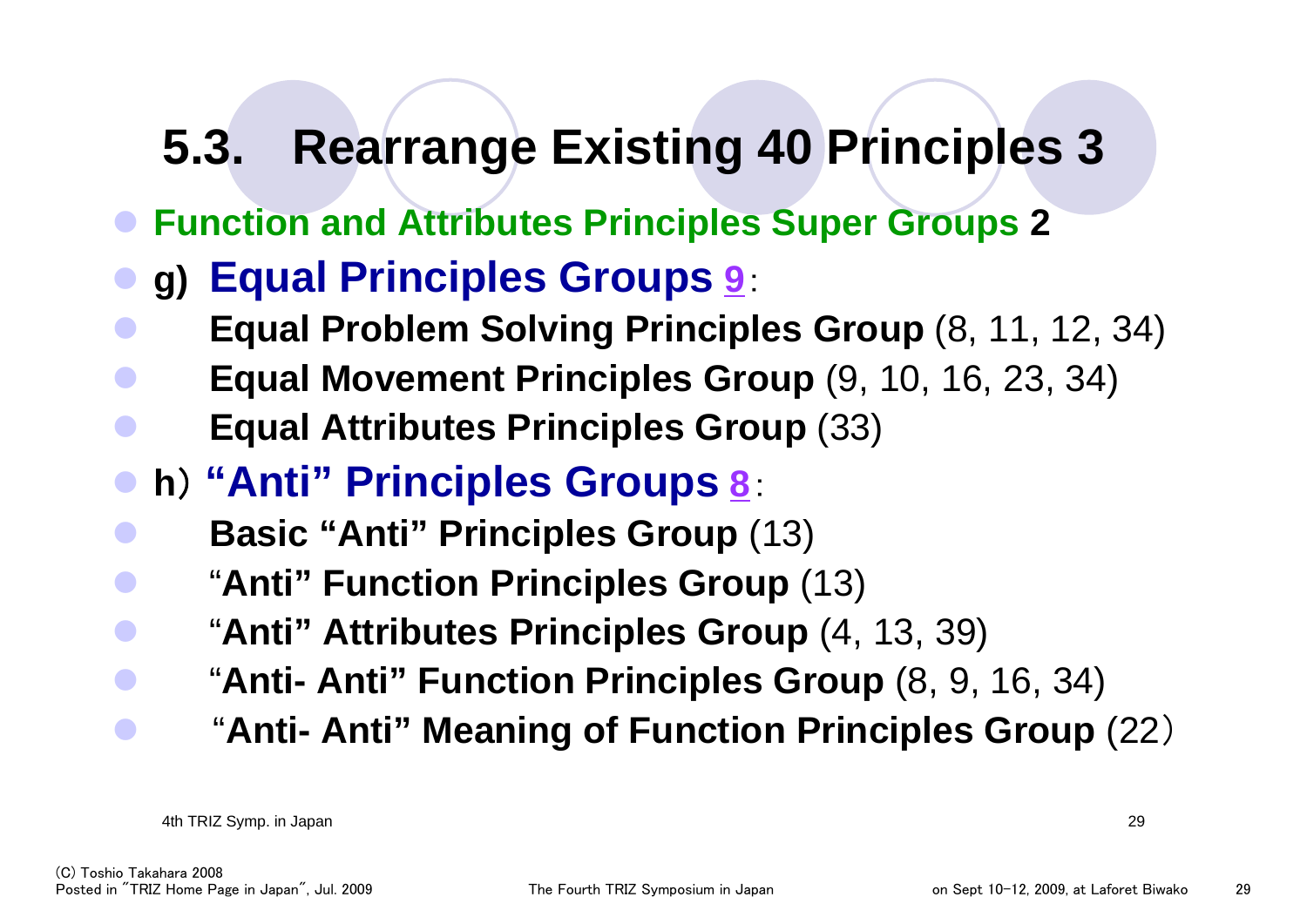# 5.3. Rearrange Existing 40 Principles 3

- **Function and Attributes Principles Super Groups 2**
- **g) Equal Principles Groups 9**:
  - **Equal Problem Solving Principles Group** (8, 11, 12, 34)
  - **Equal Movement Principles Group** (9, 10, 16, 23, 34)
  - **Equal Attributes Principles Group** (33)
- **h) "Anti" Principles Groups 8**:
  - **Basic "Anti" Principles Group** (13)
  - **"Anti" Function Principles Group** (13)
  - **"Anti" Attributes Principles Group** (4, 13, 39)
  - **"Anti- Anti" Function Principles Group** (8, 9, 16, 34)
  - **"Anti- Anti" Meaning of Function Principles Group** (22)

(C) Toshio Takahara 2008
Posted in "TRIZ Home Page in Japan", Jul. 2009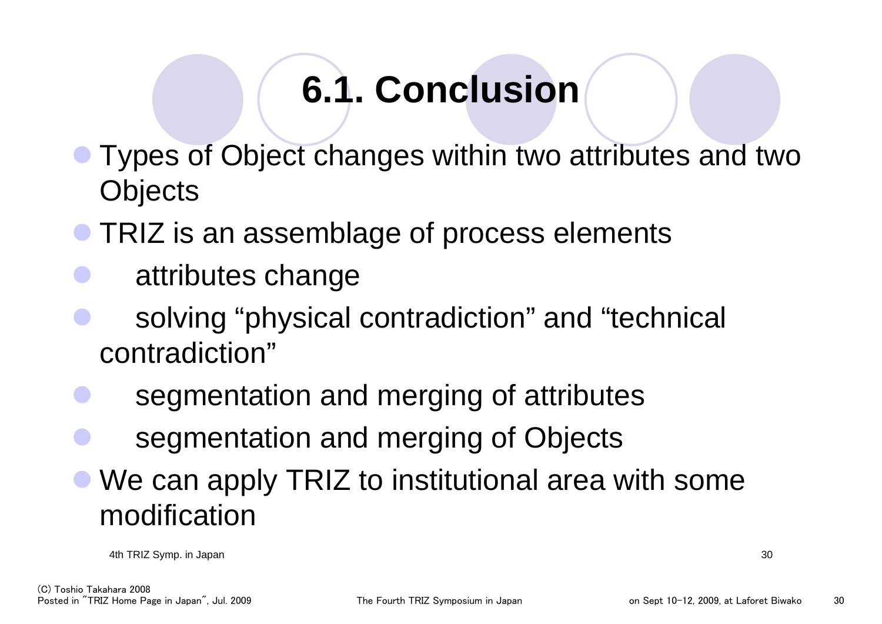# 6.1. Conclusion

- Types of Object changes within two attributes and two Objects
- TRIZ is an assemblage of process elements
- attributes change
- solving “physical contradiction” and “technical contradiction”
- segmentation and merging of attributes
- segmentation and merging of Objects
- We can apply TRIZ to institutional area with some modification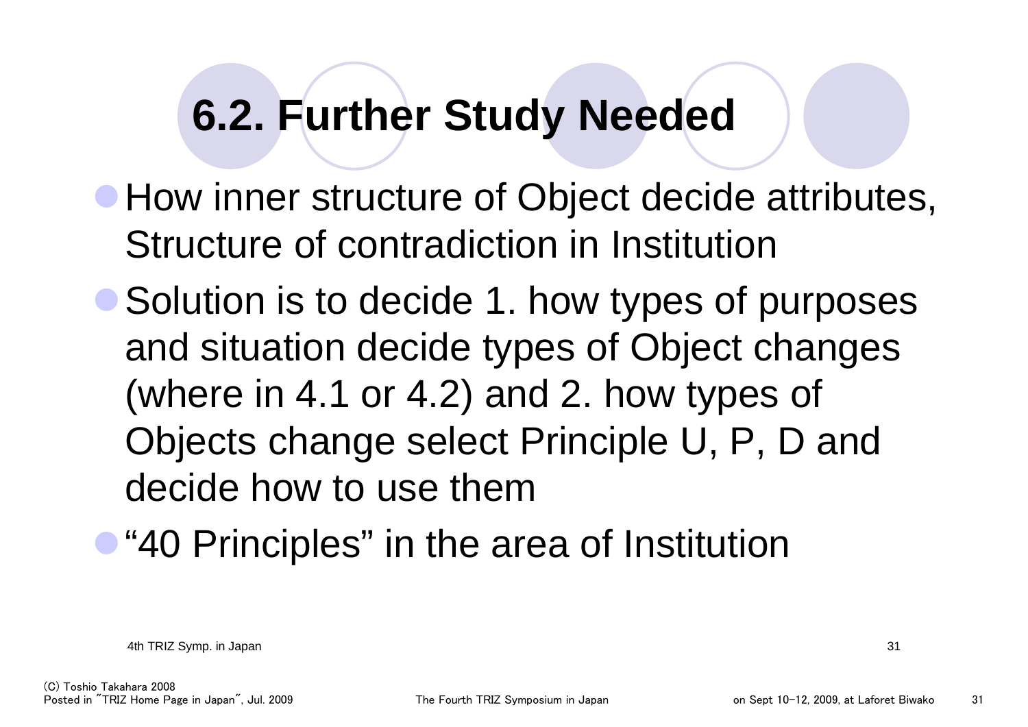# 6.2. Further Study Needed

- How inner structure of Object decide attributes, Structure of contradiction in Institution
- Solution is to decide 1. how types of purposes and situation decide types of Object changes (where in 4.1 or 4.2) and 2. how types of Objects change select Principle U, P, D and decide how to use them
- "40 Principles" in the area of Institution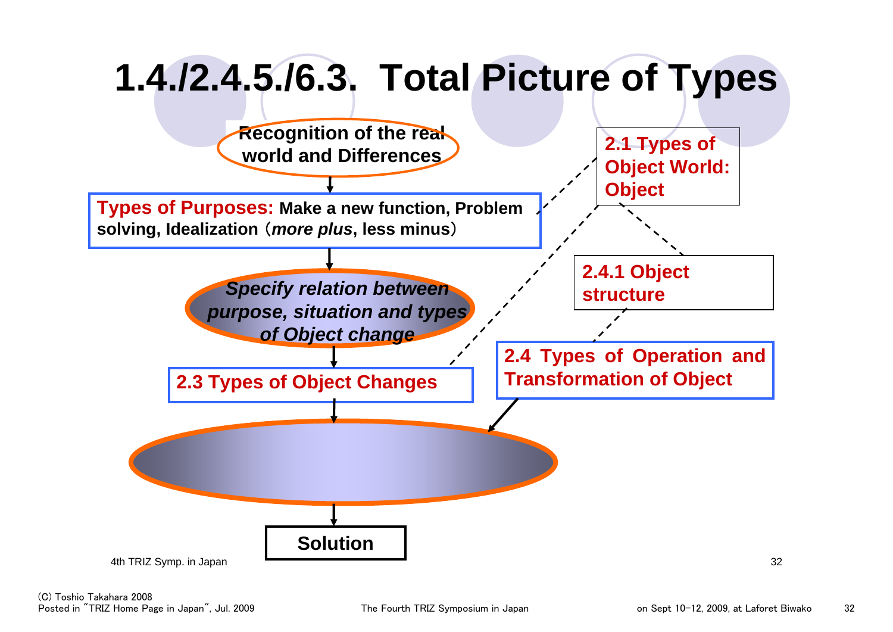# 1.4./2.4.5./6.3. Total Picture of Types

Recognition of the real world and Differences

**Types of Purposes:** Make a new function, Problem solving, Idealization（*more plus*, less minus）

*Specify relation between purpose, situation and types of Object change*

**2.3 Types of Object Changes**

**2.1 Types of Object World: Object**

**2.4.1 Object structure**

**2.4 Types of Operation and Transformation of Object**

**Solution**

(C) Toshio Takahara 2008
Posted in "TRIZ Home Page in Japan", Jul. 2009